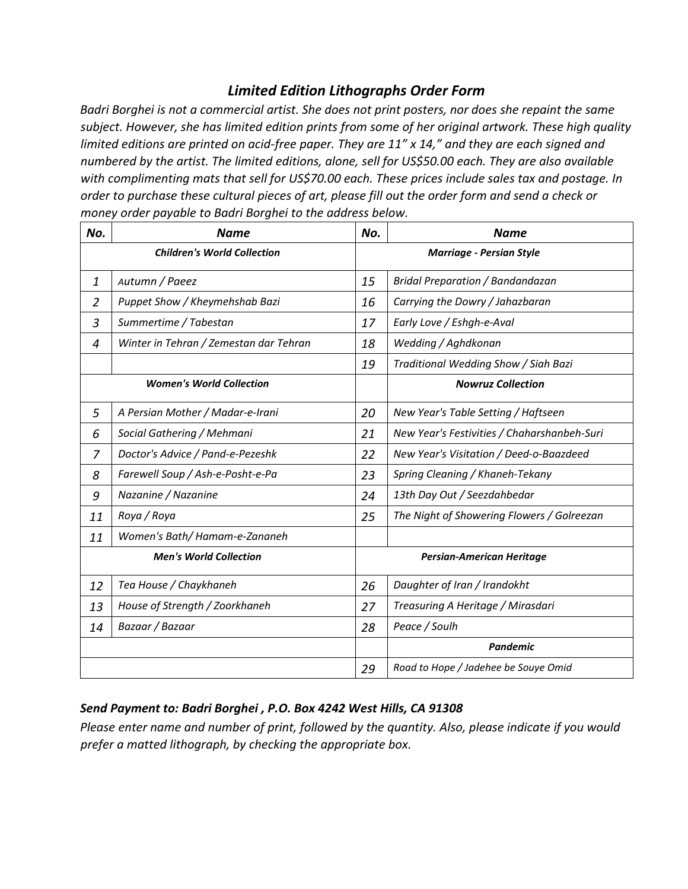## *Limited Edition Lithographs Order Form*

*Badri Borghei is not a commercial artist. She does not print posters, nor does she repaint the same subject. However, she has limited edition prints from some of her original artwork. These high quality limited editions are printed on acid-free paper. They are 11" x 14," and they are each signed and numbered by the artist. The limited editions, alone, sell for US$50.00 each. They are also available with complimenting mats that sell for US$70.00 each. These prices include sales tax and postage. In order to purchase these cultural pieces of art, please fill out the order form and send a check or money order payable to Badri Borghei to the address below.*

| ***No.*** | ***Name*** | ***No.*** | ***Name*** |
|---|---|---|---|
| | ***Children's World Collection*** | | ***Marriage - Persian Style*** |
| *1* | *Autumn / Paeez* | *15* | *Bridal Preparation / Bandandazan* |
| *2* | *Puppet Show / Kheymehshab Bazi* | *16* | *Carrying the Dowry / Jahazbaran* |
| *3* | *Summertime / Tabestan* | *17* | *Early Love / Eshgh-e-Aval* |
| *4* | *Winter in Tehran / Zemestan dar Tehran* | *18* | *Wedding / Aghdkonan* |
| | | *19* | *Traditional Wedding Show / Siah Bazi* |
| | ***Women's World Collection*** | | ***Nowruz Collection*** |
| *5* | *A Persian Mother / Madar-e-Irani* | *20* | *New Year's Table Setting / Haftseen* |
| *6* | *Social Gathering / Mehmani* | *21* | *New Year's Festivities / Chaharshanbeh-Suri* |
| *7* | *Doctor's Advice / Pand-e-Pezeshk* | *22* | *New Year's Visitation / Deed-o-Baazdeed* |
| *8* | *Farewell Soup / Ash-e-Posht-e-Pa* | *23* | *Spring Cleaning / Khaneh-Tekany* |
| *9* | *Nazanine / Nazanine* | *24* | *13th Day Out / Seezdahbedar* |
| *11* | *Roya / Roya* | *25* | *The Night of Showering Flowers / Golreezan* |
| *11* | *Women's Bath/ Hamam-e-Zananeh* | | |
| | ***Men's World Collection*** | | ***Persian-American Heritage*** |
| *12* | *Tea House / Chaykhaneh* | *26* | *Daughter of Iran / Irandokht* |
| *13* | *House of Strength / Zoorkhaneh* | *27* | *Treasuring A Heritage / Mirasdari* |
| *14* | *Bazaar / Bazaar* | *28* | *Peace / Soulh* |
| | | | ***Pandemic*** |
| | | *29* | *Road to Hope / Jadehee be Souye Omid* |

***Send Payment to: Badri Borghei , P.O. Box 4242 West Hills, CA 91308***

*Please enter name and number of print, followed by the quantity. Also, please indicate if you would prefer a matted lithograph, by checking the appropriate box.*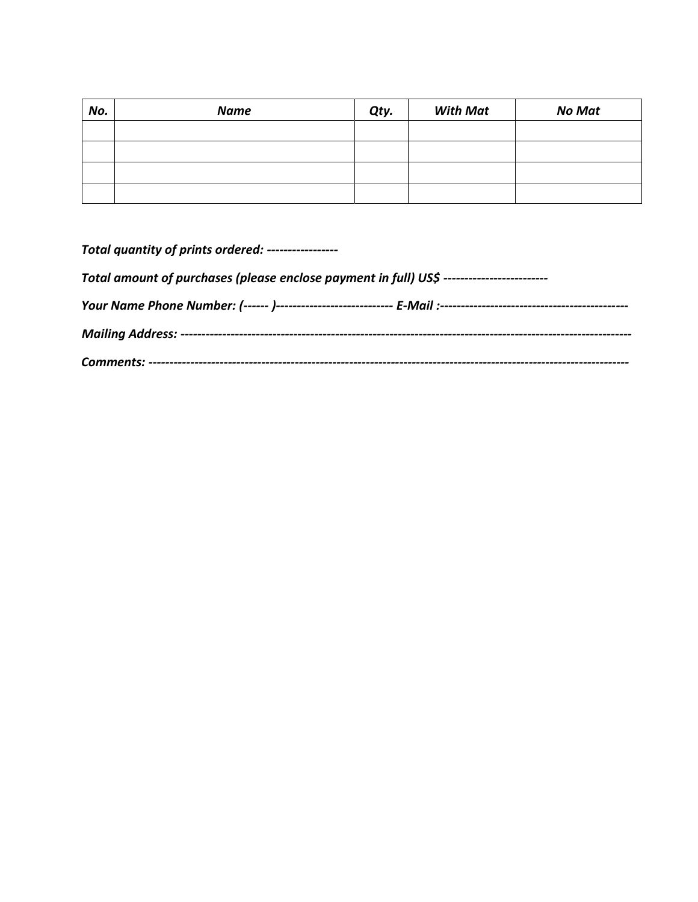| ***No.*** | ***Name*** | ***Qty.*** | ***With Mat*** | ***No Mat*** |
|---|---|---|---|---|
| | | | | |
| | | | | |
| | | | | |
| | | | | |

***Total quantity of prints ordered: -----------------***

***Total amount of purchases (please enclose payment in full) US$ ------------------------***

***Your Name Phone Number: (------ )---------------------------- E-Mail :--------------------------------------------***

***Mailing Address: -----------------------------------------------------------------------------------------------------------***

***Comments: ----------------------------------------------------------------------------------------------------------------***